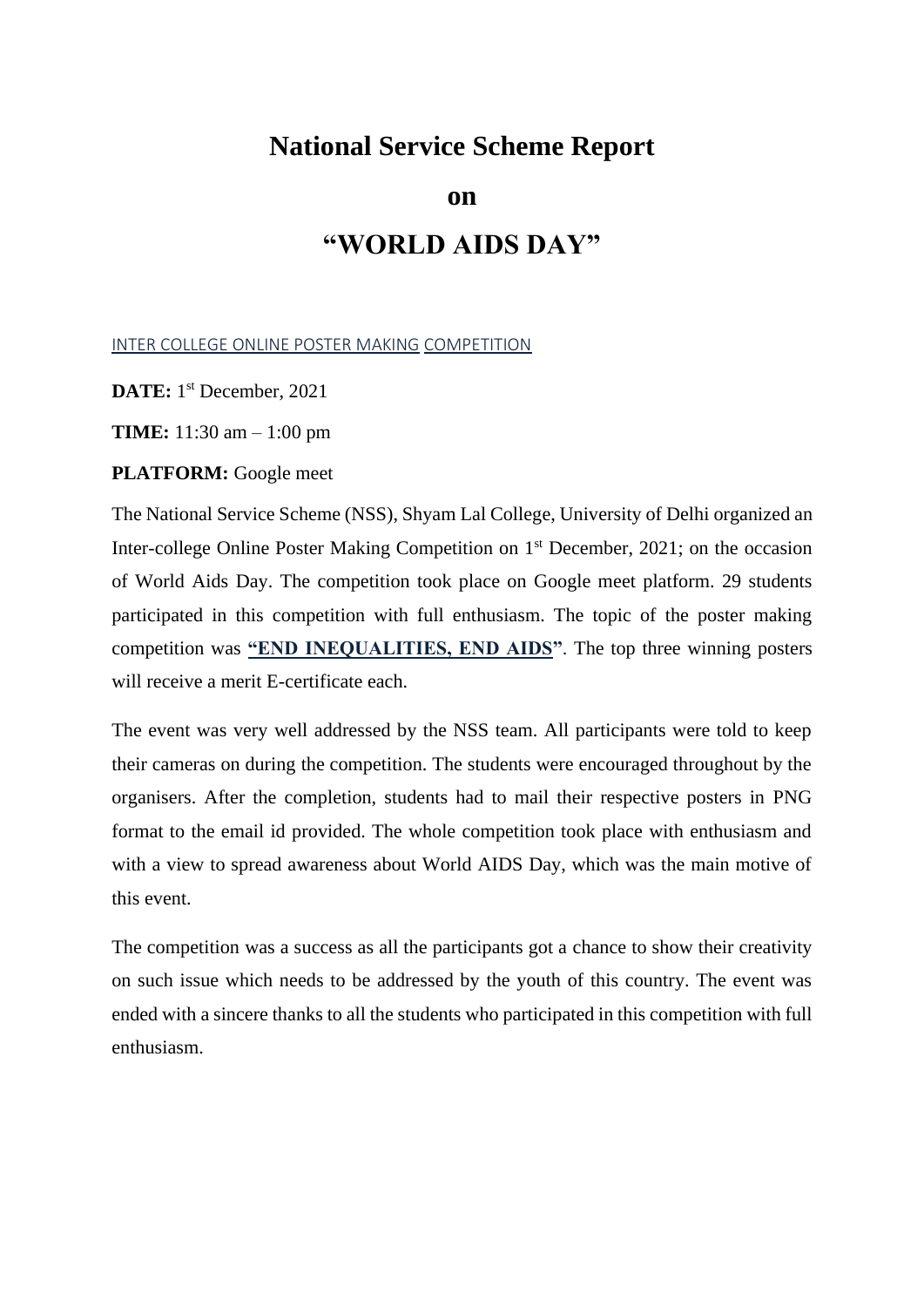# National Service Scheme Report

# on

# "WORLD AIDS DAY"

INTER COLLEGE ONLINE POSTER MAKING COMPETITION

**DATE:** 1st December, 2021

**TIME:** 11:30 am – 1:00 pm

**PLATFORM:** Google meet

The National Service Scheme (NSS), Shyam Lal College, University of Delhi organized an Inter-college Online Poster Making Competition on 1st December, 2021; on the occasion of World Aids Day. The competition took place on Google meet platform. 29 students participated in this competition with full enthusiasm. The topic of the poster making competition was **"END INEQUALITIES, END AIDS"**. The top three winning posters will receive a merit E-certificate each.

The event was very well addressed by the NSS team. All participants were told to keep their cameras on during the competition. The students were encouraged throughout by the organisers. After the completion, students had to mail their respective posters in PNG format to the email id provided. The whole competition took place with enthusiasm and with a view to spread awareness about World AIDS Day, which was the main motive of this event.

The competition was a success as all the participants got a chance to show their creativity on such issue which needs to be addressed by the youth of this country. The event was ended with a sincere thanks to all the students who participated in this competition with full enthusiasm.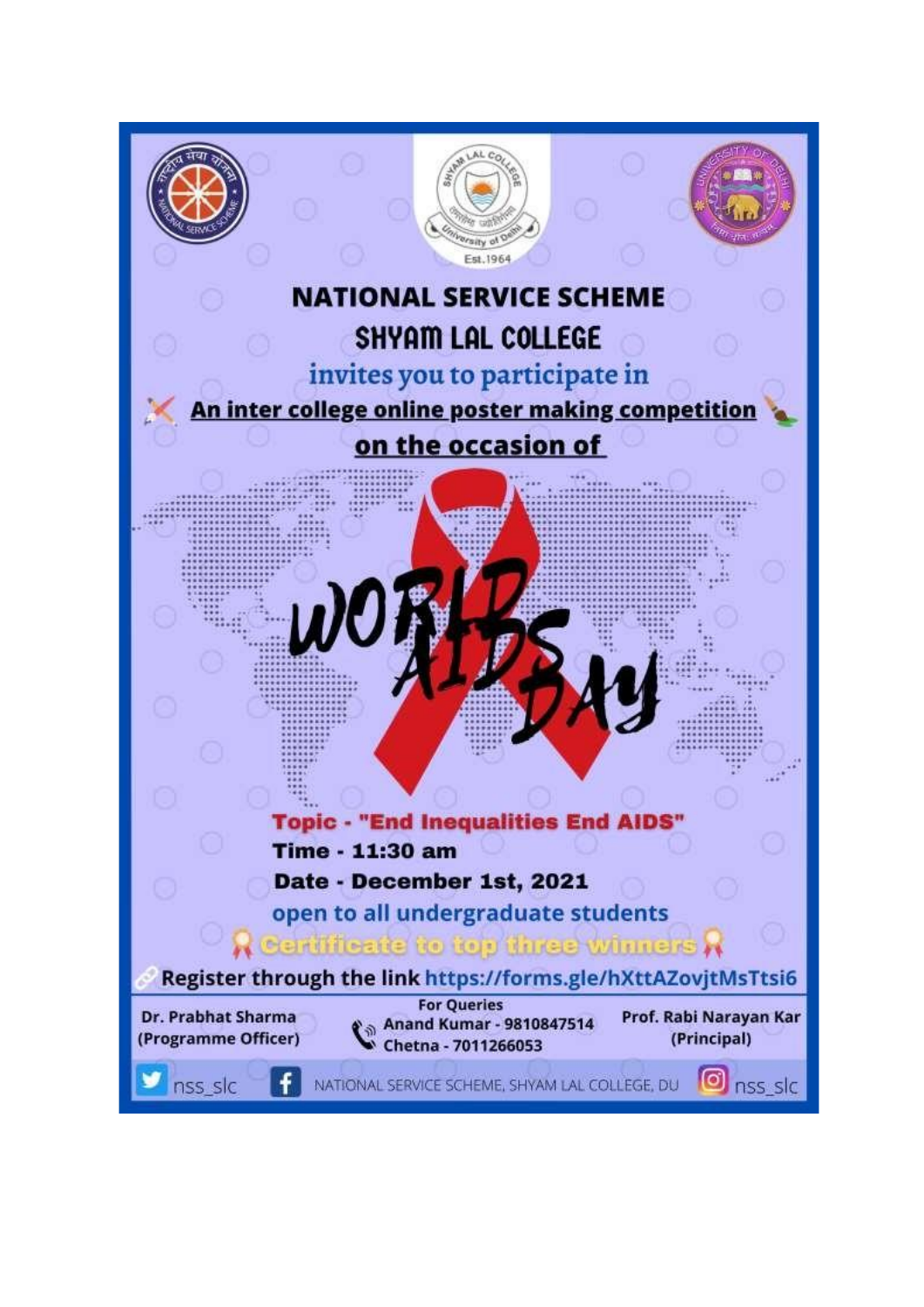# NATIONAL SERVICE SCHEME

## SHYAM LAL COLLEGE

invites you to participate in

**An inter college online poster making competition on the occasion of**

# WORLD AIDS DAY

**Topic - "End Inequalities End AIDS"**

**Time - 11:30 am**

**Date - December 1st, 2021**

open to all undergraduate students

**Certificate to top three winners**

Register through the link https://forms.gle/hXttAZovjtMsTtsi6

Dr. Prabhat Sharma (Programme Officer)

For Queries
Anand Kumar - 9810847514
Chetna - 7011266053

Prof. Rabi Narayan Kar (Principal)

nss_slc | NATIONAL SERVICE SCHEME, SHYAM LAL COLLEGE, DU | nss_slc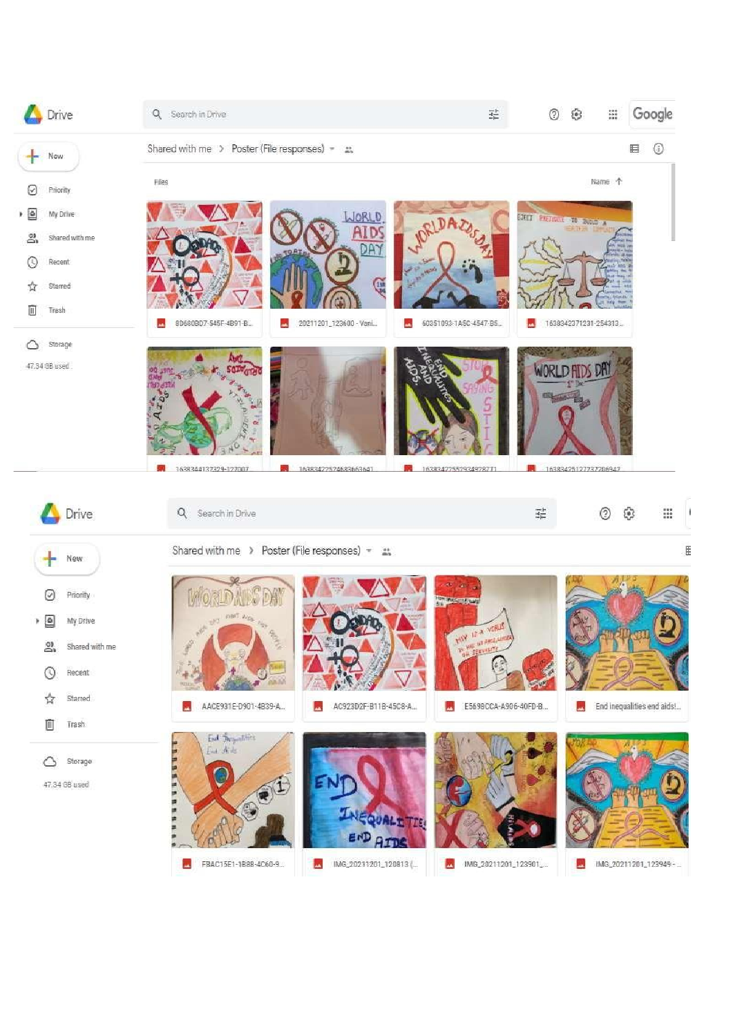Drive

Search in Drive

Google

New

Priority

My Drive

Shared with me

Recent

Starred

Trash

Storage

47.34 GB used

Shared with me > Poster (File responses)

Files

Name ↑

80680BD7-545F-4B91-B...

20211201_123600 - Vani...

60351093-1A5C-4547-B5...

1638342371231-254313...

1638344137329-127007...

1638342257468366364...

1638342255293492787...

1638342512772372069...

Drive

Search in Drive

New

Priority

My Drive

Shared with me

Recent

Starred

Trash

Storage

47.34 GB used

Shared with me > Poster (File responses)

AACE931E-D901-4B39-A...

AC923D2F-B11B-45C8-A...

E5698CCA-A906-40FD-B...

End inequalities end aids!...

FBAC15E1-1B88-4C60-9...

IMG_20211201_120813 (...

IMG_20211201_123901_...

IMG_20211201_123949 -...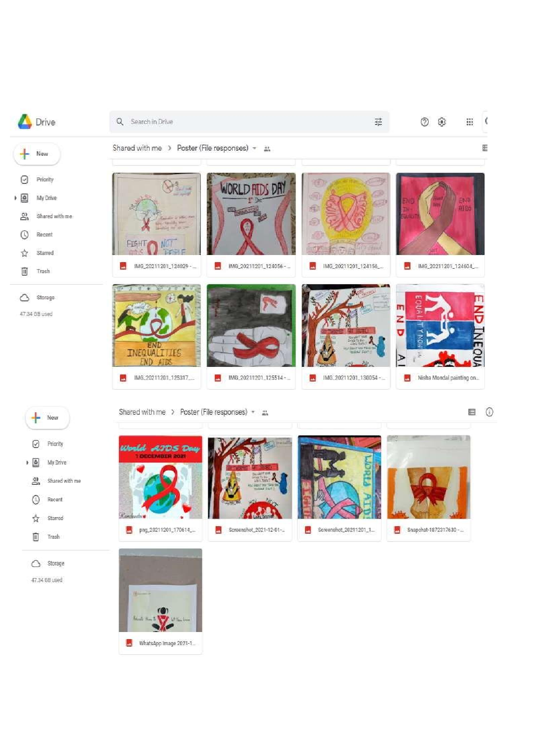Drive

Search in Drive

New

Priority

My Drive

Shared with me

Recent

Starred

Trash

Storage

47.34 GB used

Shared with me > Poster (File responses)

IMG_20211201_124029 - ...

IMG_20211201_124056 - ...

IMG_20211201_124156_...

IMG_20211201_124604_...

IMG_20211201_125317_...

IMG_20211201_125514 - ...

IMG_20211201_130054 - ...

Nisha Mondal painting on...

New

Priority

My Drive

Shared with me

Recent

Starred

Trash

Storage

47.34 GB used

Shared with me > Poster (File responses)

png_20211201_170614_...

Screenshot_2021-12-01-...

Screenshot_20211201_1...

Snapchat-1872317630 - ...

WhatsApp Image 2021-1...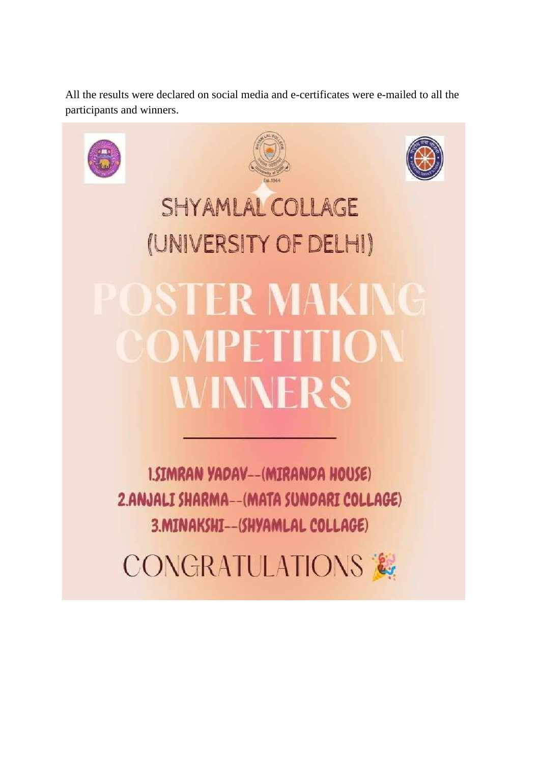All the results were declared on social media and e-certificates were e-mailed to all the participants and winners.

SHYAMLAL COLLAGE

(UNIVERSITY OF DELHI)

# POSTER MAKING COMPETITION WINNERS

1.SIMRAN YADAV--(MIRANDA HOUSE)

2.ANJALI SHARMA--(MATA SUNDARI COLLAGE)

3.MINAKSHI--(SHYAMLAL COLLAGE)

CONGRATULATIONS 🎉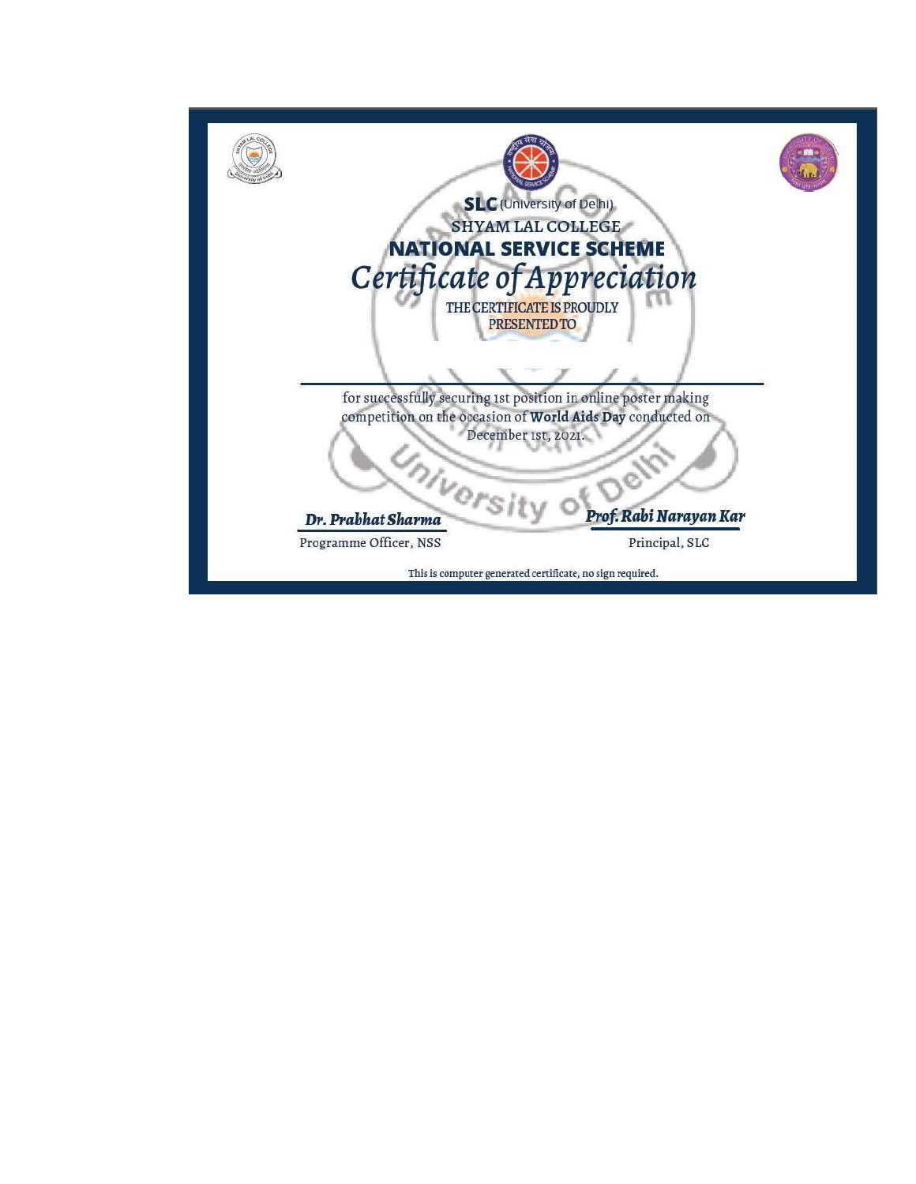**SLC** (University of Delhi)

SHYAM LAL COLLEGE

## NATIONAL SERVICE SCHEME

# *Certificate of Appreciation*

THE CERTIFICATE IS PROUDLY PRESENTED TO

---

for successfully securing 1st position in online poster making competition on the occasion of **World Aids Day** conducted on December 1st, 2021.

***Dr. Prabhat Sharma***
Programme Officer, NSS

***Prof. Rabi Narayan Kar***
Principal, SLC

This is computer generated certificate, no sign required.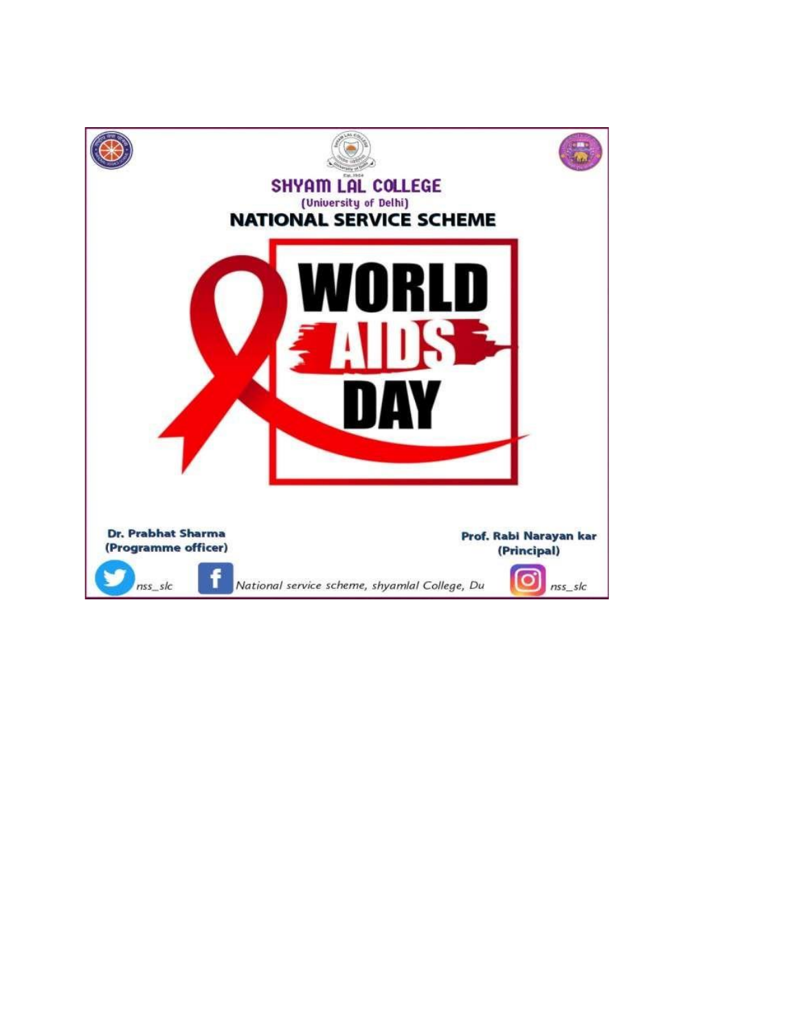SHYAM LAL COLLEGE

(University of Delhi)

NATIONAL SERVICE SCHEME

# WORLD AIDS DAY

Dr. Prabhat Sharma
(Programme officer)

Prof. Rabi Narayan kar
(Principal)

nss_slc

National service scheme, shyamlal College, Du

nss_slc